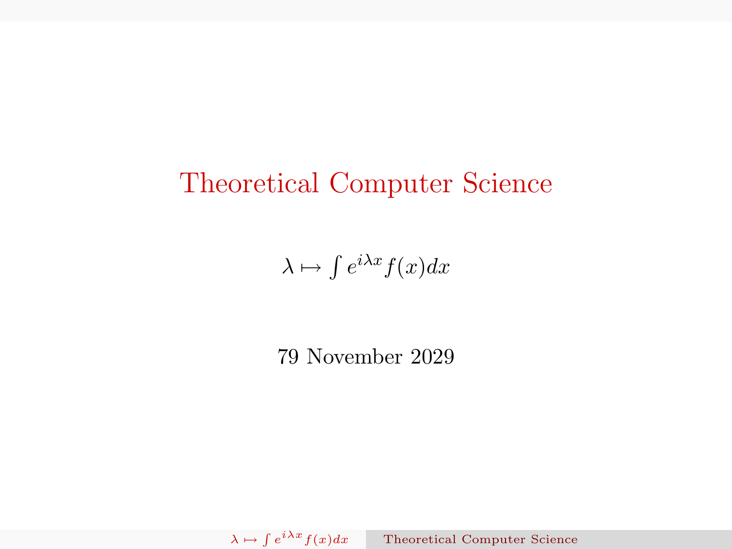# Theoretical Computer Science

$\lambda \mapsto \int e^{i\lambda x} f(x) dx$

79 November 2029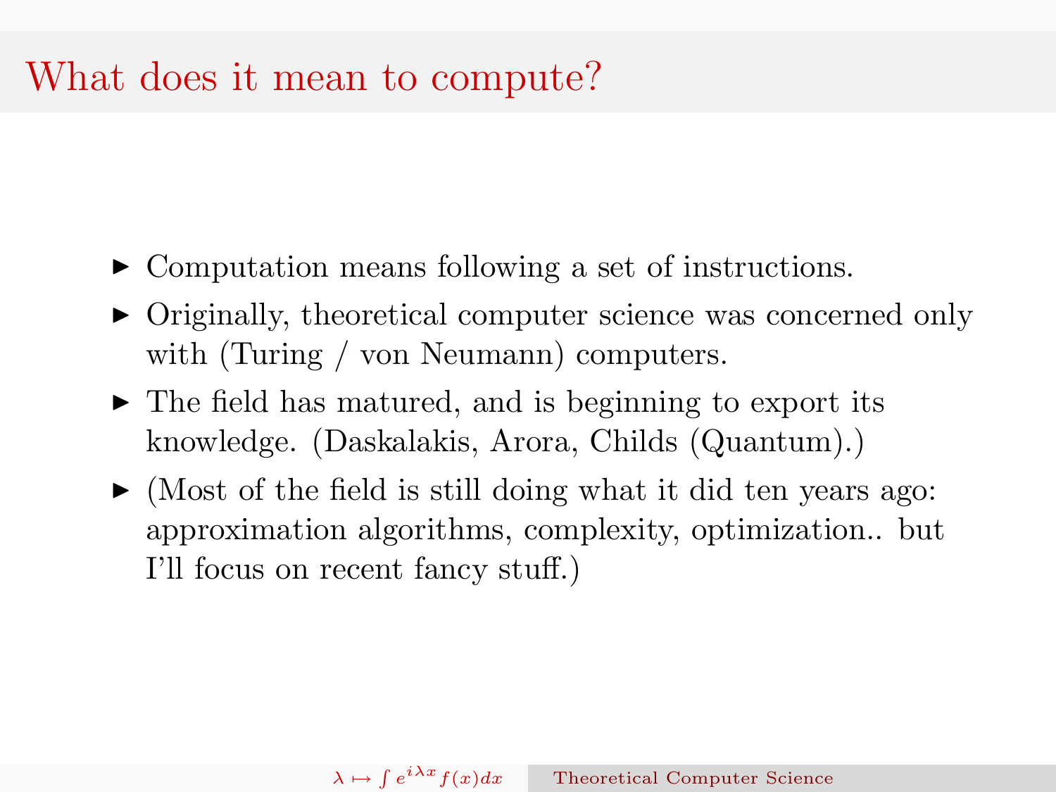# What does it mean to compute?

- Computation means following a set of instructions.
- Originally, theoretical computer science was concerned only with (Turing / von Neumann) computers.
- The field has matured, and is beginning to export its knowledge. (Daskalakis, Arora, Childs (Quantum).)
- (Most of the field is still doing what it did ten years ago: approximation algorithms, complexity, optimization.. but I'll focus on recent fancy stuff.)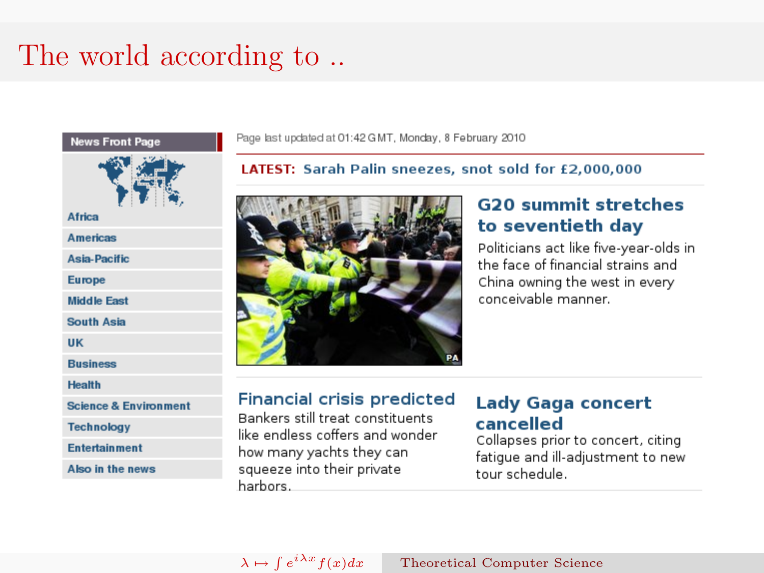# The world according to ..

**News Front Page**

- Africa
- Americas
- Asia-Pacific
- Europe
- Middle East
- South Asia
- UK
- Business
- Health
- Science & Environment
- Technology
- Entertainment
- Also in the news

Page last updated at 01:42 GMT, Monday, 8 February 2010

**LATEST:** Sarah Palin sneezes, snot sold for £2,000,000

PA

## G20 summit stretches to seventieth day

Politicians act like five-year-olds in the face of financial strains and China owning the west in every conceivable manner.

## Financial crisis predicted

Bankers still treat constituents like endless coffers and wonder how many yachts they can squeeze into their private harbors.

## Lady Gaga concert cancelled

Collapses prior to concert, citing fatigue and ill-adjustment to new tour schedule.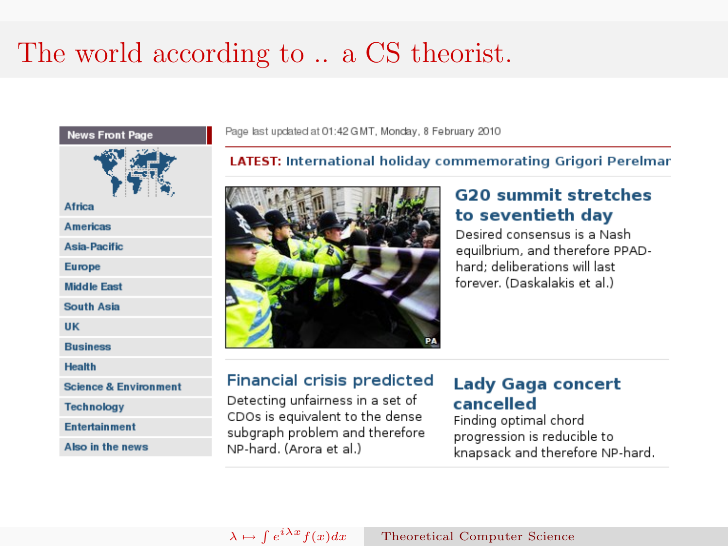# The world according to .. a CS theorist.

**News Front Page**

- Africa
- Americas
- Asia-Pacific
- Europe
- Middle East
- South Asia
- UK
- Business
- Health
- Science & Environment
- Technology
- Entertainment
- Also in the news

Page last updated at 01:42 GMT, Monday, 8 February 2010

**LATEST:** International holiday commemorating Grigori Perelmar

## G20 summit stretches to seventieth day

Desired consensus is a Nash equilbrium, and therefore PPAD-hard; deliberations will last forever. (Daskalakis et al.)

## Financial crisis predicted

Detecting unfairness in a set of CDOs is equivalent to the dense subgraph problem and therefore NP-hard. (Arora et al.)

## Lady Gaga concert cancelled

Finding optimal chord progression is reducible to knapsack and therefore NP-hard.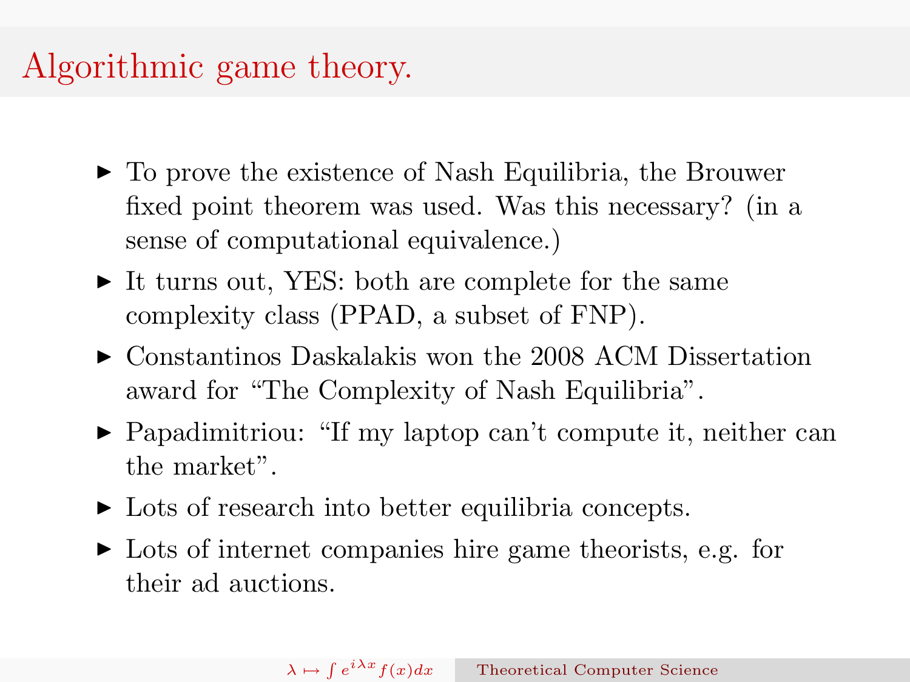# Algorithmic game theory.

- To prove the existence of Nash Equilibria, the Brouwer fixed point theorem was used. Was this necessary? (in a sense of computational equivalence.)
- It turns out, YES: both are complete for the same complexity class (PPAD, a subset of FNP).
- Constantinos Daskalakis won the 2008 ACM Dissertation award for "The Complexity of Nash Equilibria".
- Papadimitriou: "If my laptop can't compute it, neither can the market".
- Lots of research into better equilibria concepts.
- Lots of internet companies hire game theorists, e.g. for their ad auctions.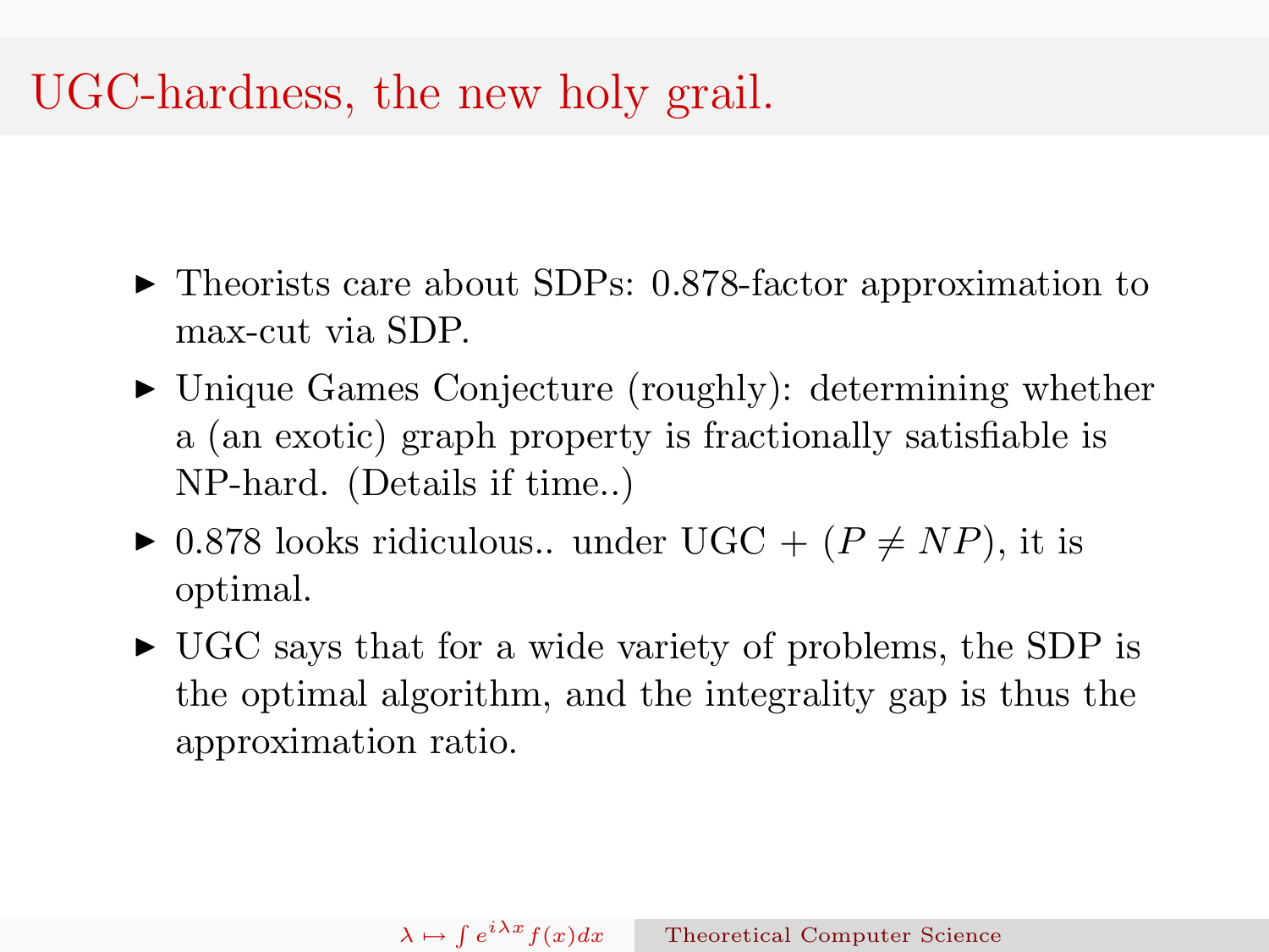# UGC-hardness, the new holy grail.

- Theorists care about SDPs: 0.878-factor approximation to max-cut via SDP.
- Unique Games Conjecture (roughly): determining whether a (an exotic) graph property is fractionally satisfiable is NP-hard. (Details if time..)
- 0.878 looks ridiculous.. under UGC + $(P \neq NP)$, it is optimal.
- UGC says that for a wide variety of problems, the SDP is the optimal algorithm, and the integrality gap is thus the approximation ratio.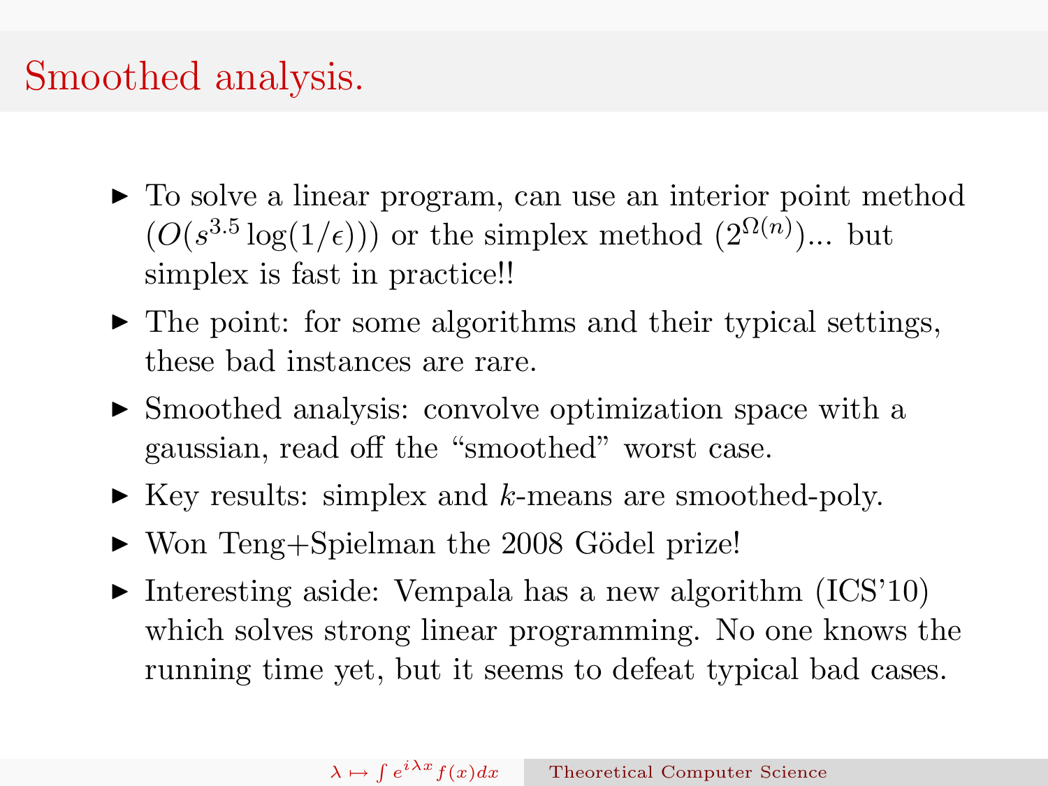# Smoothed analysis.

- To solve a linear program, can use an interior point method ($O(s^{3.5}\log(1/\epsilon))$) or the simplex method ($2^{\Omega(n)}$)... but simplex is fast in practice!!
- The point: for some algorithms and their typical settings, these bad instances are rare.
- Smoothed analysis: convolve optimization space with a gaussian, read off the "smoothed" worst case.
- Key results: simplex and $k$-means are smoothed-poly.
- Won Teng+Spielman the 2008 Gödel prize!
- Interesting aside: Vempala has a new algorithm (ICS'10) which solves strong linear programming. No one knows the running time yet, but it seems to defeat typical bad cases.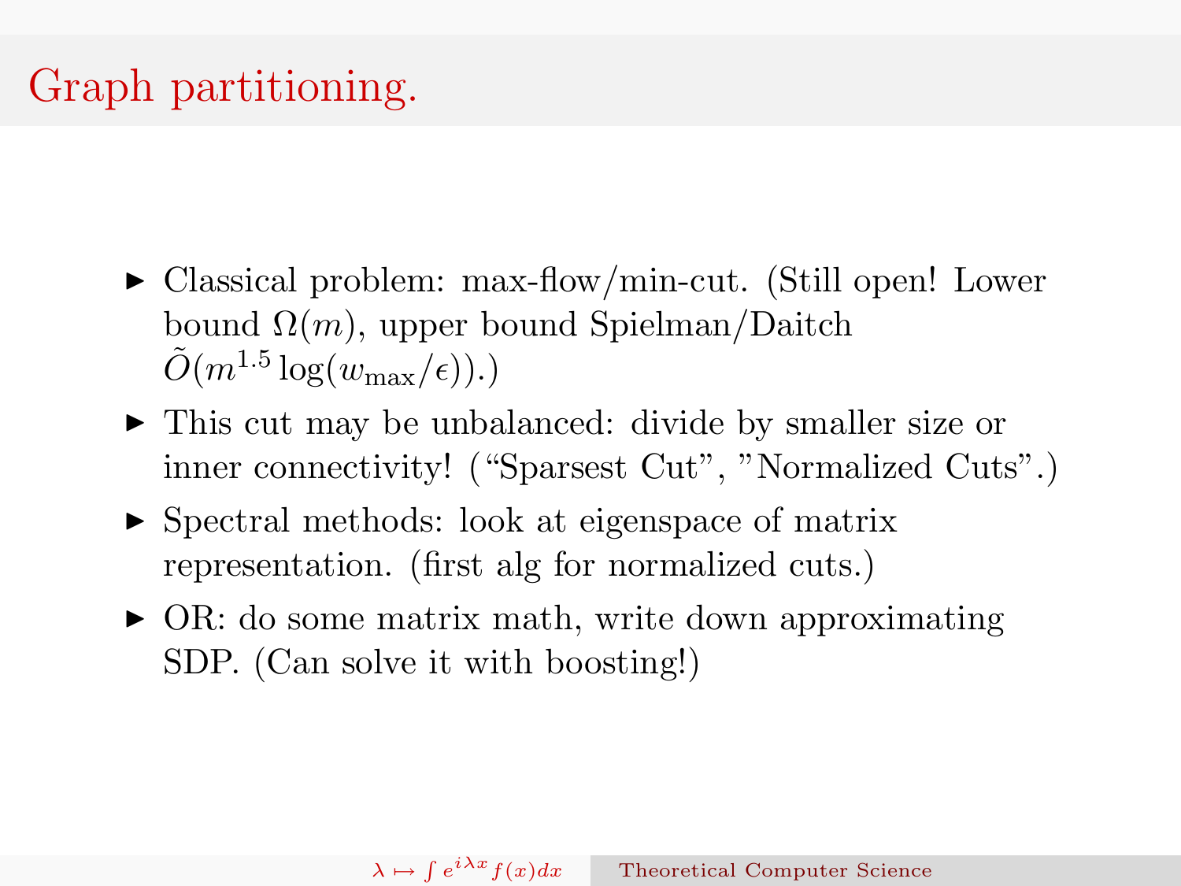# Graph partitioning.

- Classical problem: max-flow/min-cut. (Still open! Lower bound $\Omega(m)$, upper bound Spielman/Daitch $\tilde{O}(m^{1.5} \log(w_{\max}/\epsilon))$.)
- This cut may be unbalanced: divide by smaller size or inner connectivity! ("Sparsest Cut", "Normalized Cuts".)
- Spectral methods: look at eigenspace of matrix representation. (first alg for normalized cuts.)
- OR: do some matrix math, write down approximating SDP. (Can solve it with boosting!)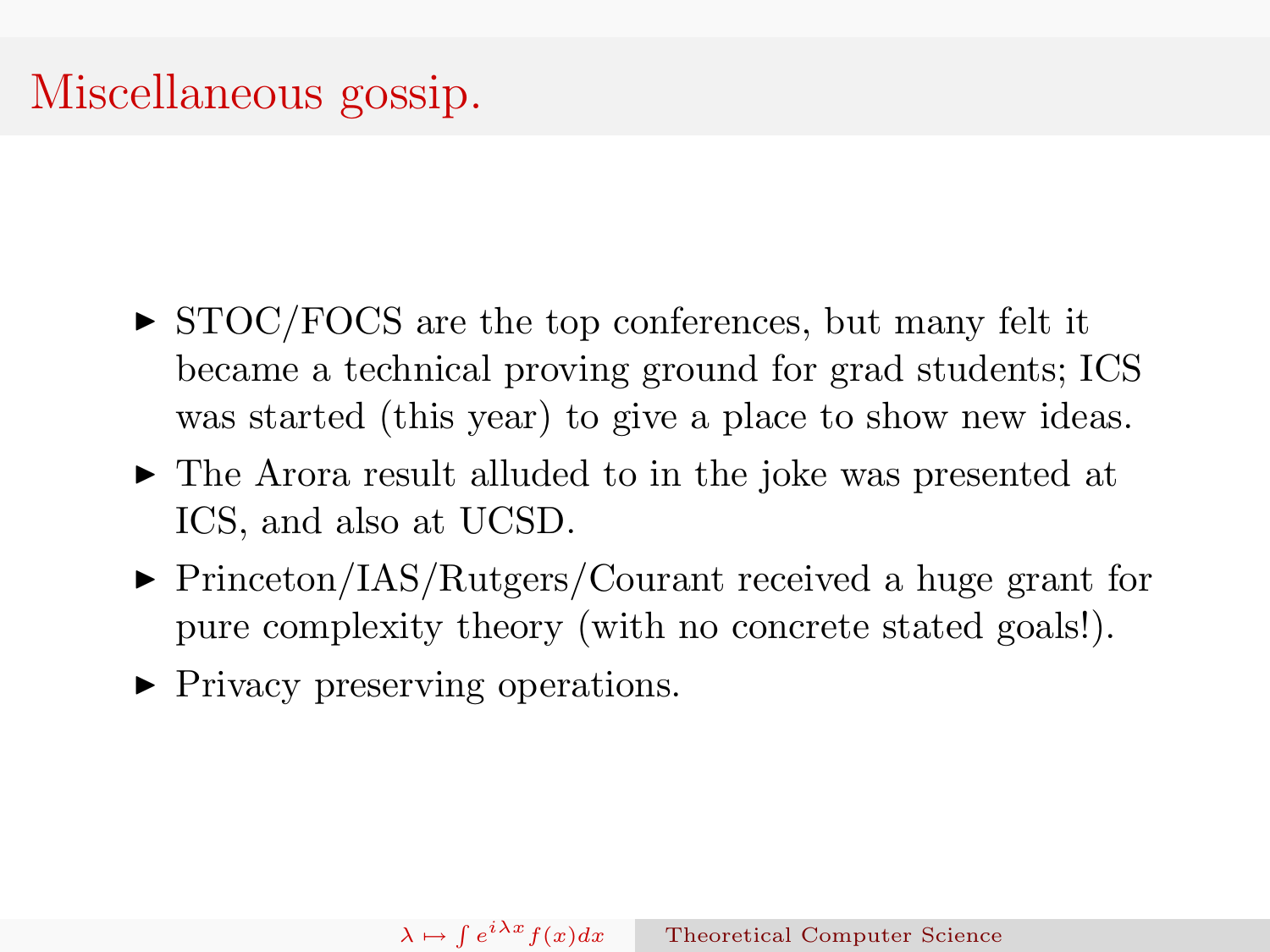# Miscellaneous gossip.

- STOC/FOCS are the top conferences, but many felt it became a technical proving ground for grad students; ICS was started (this year) to give a place to show new ideas.
- The Arora result alluded to in the joke was presented at ICS, and also at UCSD.
- Princeton/IAS/Rutgers/Courant received a huge grant for pure complexity theory (with no concrete stated goals!).
- Privacy preserving operations.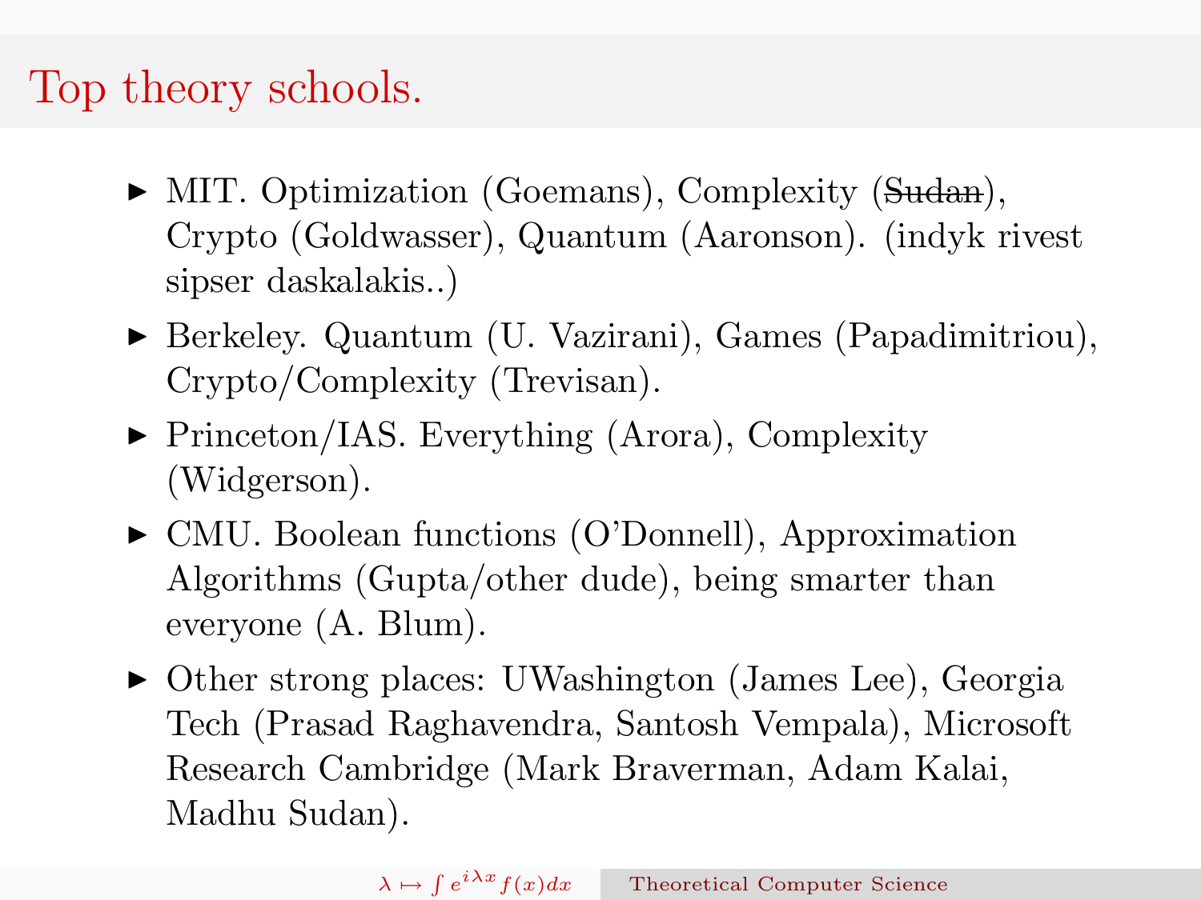# Top theory schools.

- MIT. Optimization (Goemans), Complexity (~~Sudan~~), Crypto (Goldwasser), Quantum (Aaronson). (indyk rivest sipser daskalakis..)
- Berkeley. Quantum (U. Vazirani), Games (Papadimitriou), Crypto/Complexity (Trevisan).
- Princeton/IAS. Everything (Arora), Complexity (Widgerson).
- CMU. Boolean functions (O'Donnell), Approximation Algorithms (Gupta/other dude), being smarter than everyone (A. Blum).
- Other strong places: UWashington (James Lee), Georgia Tech (Prasad Raghavendra, Santosh Vempala), Microsoft Research Cambridge (Mark Braverman, Adam Kalai, Madhu Sudan).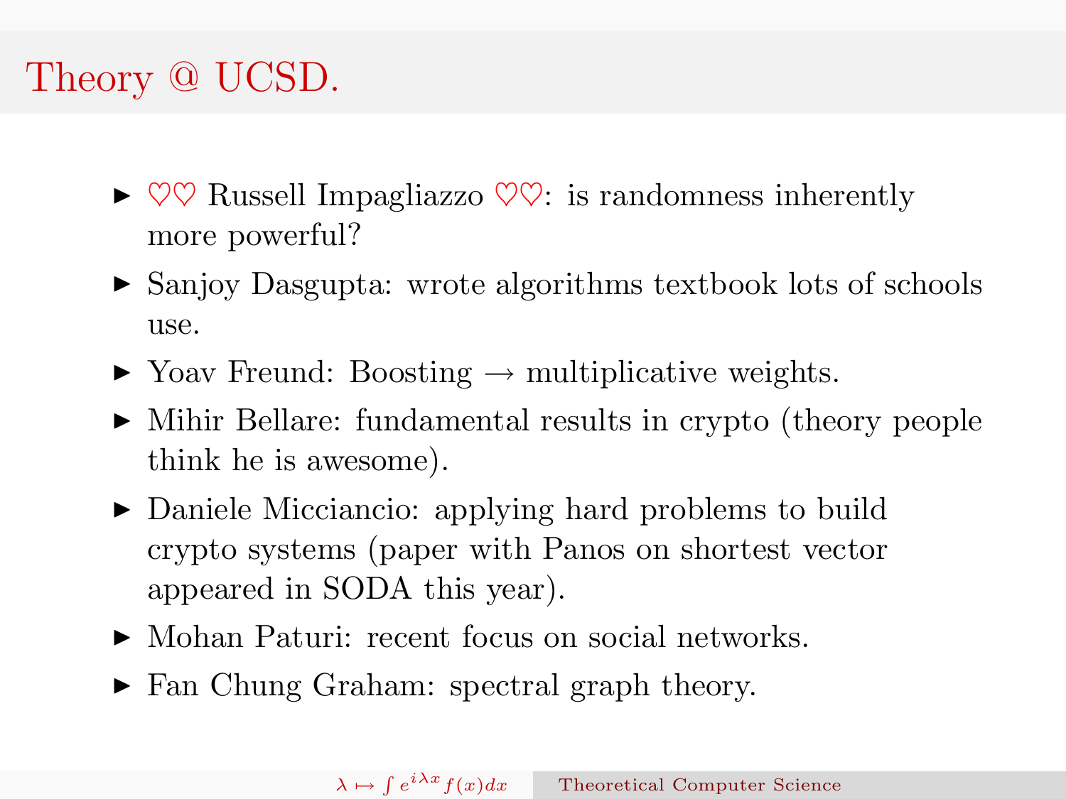# Theory @ UCSD.

- ♡♡ Russell Impagliazzo ♡♡: is randomness inherently more powerful?
- Sanjoy Dasgupta: wrote algorithms textbook lots of schools use.
- Yoav Freund: Boosting → multiplicative weights.
- Mihir Bellare: fundamental results in crypto (theory people think he is awesome).
- Daniele Micciancio: applying hard problems to build crypto systems (paper with Panos on shortest vector appeared in SODA this year).
- Mohan Paturi: recent focus on social networks.
- Fan Chung Graham: spectral graph theory.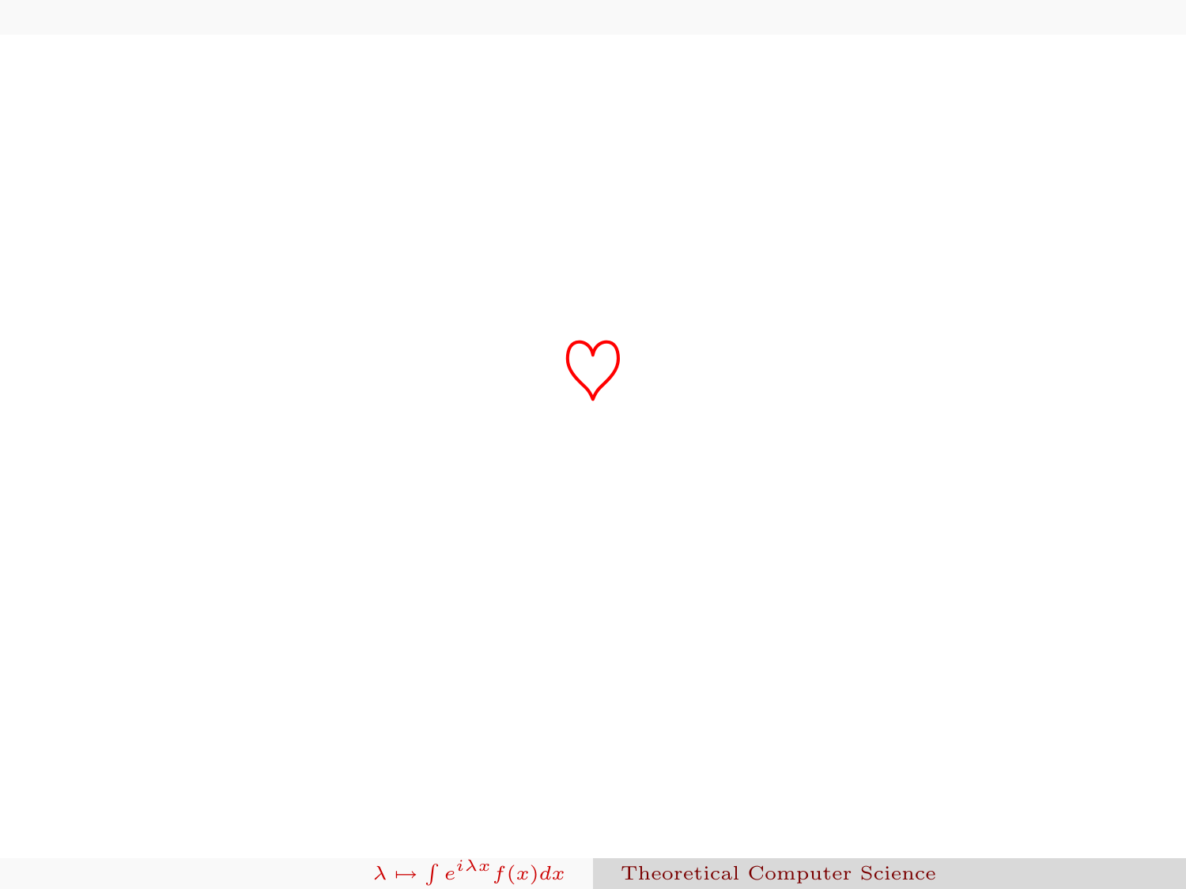$\heartsuit$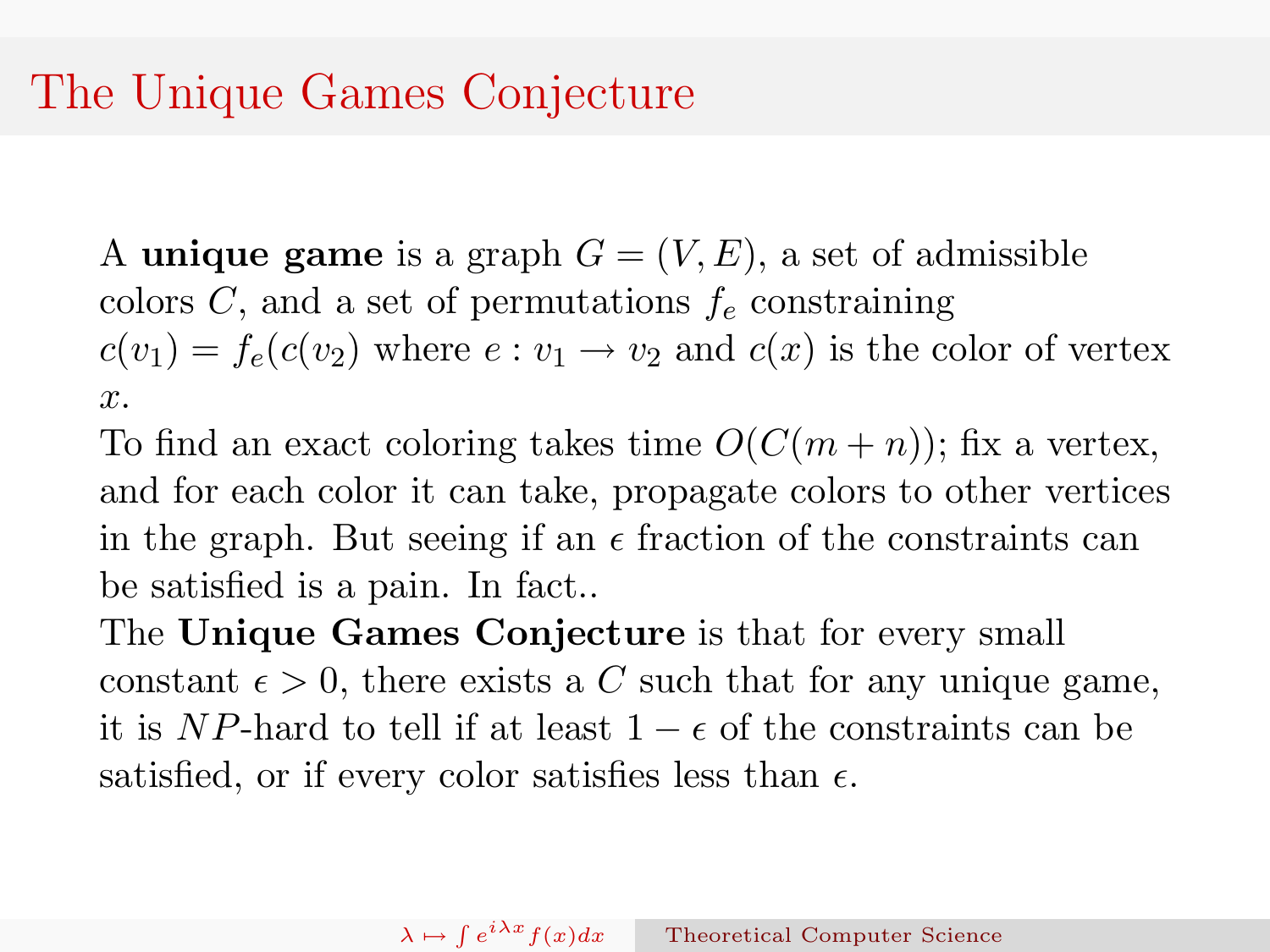# The Unique Games Conjecture

A **unique game** is a graph $G = (V, E)$, a set of admissible colors $C$, and a set of permutations $f_e$ constraining $c(v_1) = f_e(c(v_2)$ where $e : v_1 \to v_2$ and $c(x)$ is the color of vertex $x$.

To find an exact coloring takes time $O(C(m + n))$; fix a vertex, and for each color it can take, propagate colors to other vertices in the graph. But seeing if an $\epsilon$ fraction of the constraints can be satisfied is a pain. In fact..

The **Unique Games Conjecture** is that for every small constant $\epsilon > 0$, there exists a $C$ such that for any unique game, it is $NP$-hard to tell if at least $1 - \epsilon$ of the constraints can be satisfied, or if every color satisfies less than $\epsilon$.